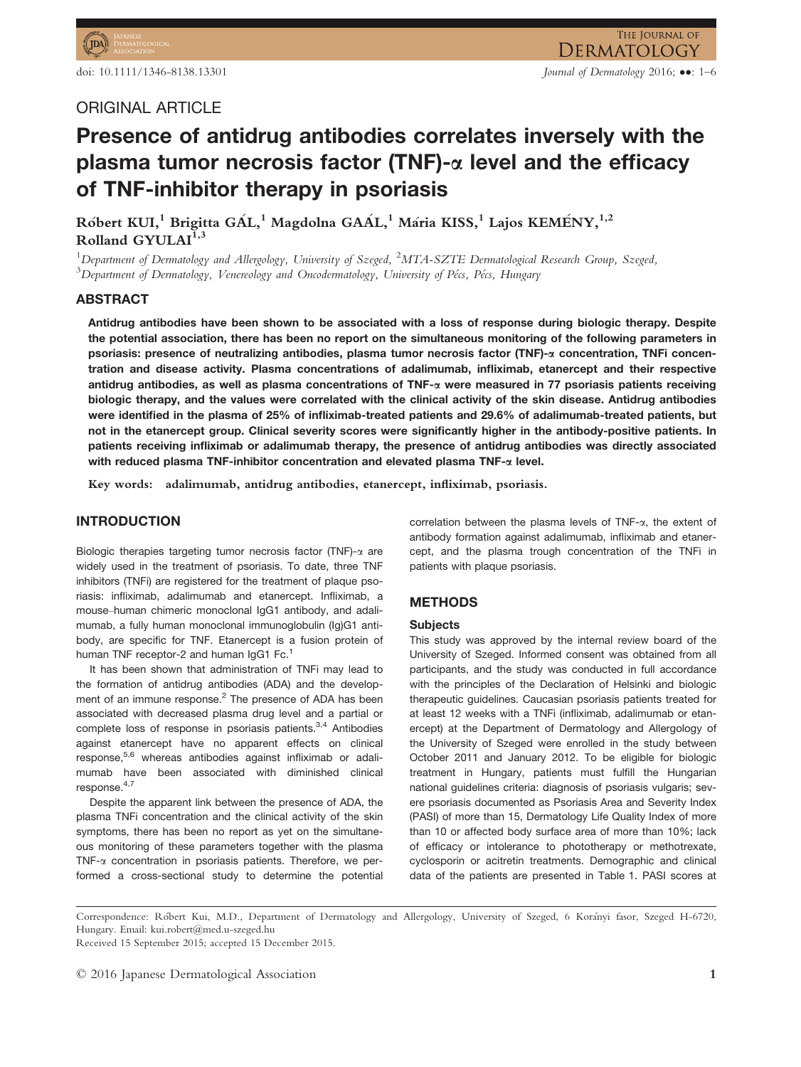ORIGINAL ARTICLE

# Presence of antidrug antibodies correlates inversely with the plasma tumor necrosis factor (TNF)-α level and the efficacy of TNF-inhibitor therapy in psoriasis

Róbert KUI,[1] Brigitta GÁL,[1] Magdolna GAÁL,[1] Mária KISS,[1] Lajos KEMÉNY,[1,2] Rolland GYULAI[1,3]

[1]*Department of Dermatology and Allergology, University of Szeged,* [2]*MTA-SZTE Dermatological Research Group, Szeged,* [3]*Department of Dermatology, Venereology and Oncodermatology, University of Pécs, Pécs, Hungary*

## ABSTRACT

**Antidrug antibodies have been shown to be associated with a loss of response during biologic therapy. Despite the potential association, there has been no report on the simultaneous monitoring of the following parameters in psoriasis: presence of neutralizing antibodies, plasma tumor necrosis factor (TNF)-α concentration, TNFi concentration and disease activity. Plasma concentrations of adalimumab, infliximab, etanercept and their respective antidrug antibodies, as well as plasma concentrations of TNF-α were measured in 77 psoriasis patients receiving biologic therapy, and the values were correlated with the clinical activity of the skin disease. Antidrug antibodies were identified in the plasma of 25% of infliximab-treated patients and 29.6% of adalimumab-treated patients, but not in the etanercept group. Clinical severity scores were significantly higher in the antibody-positive patients. In patients receiving infliximab or adalimumab therapy, the presence of antidrug antibodies was directly associated with reduced plasma TNF-inhibitor concentration and elevated plasma TNF-α level.**

**Key words:** adalimumab, antidrug antibodies, etanercept, infliximab, psoriasis.

## INTRODUCTION

Biologic therapies targeting tumor necrosis factor (TNF)-α are widely used in the treatment of psoriasis. To date, three TNF inhibitors (TNFi) are registered for the treatment of plaque psoriasis: infliximab, adalimumab and etanercept. Infliximab, a mouse–human chimeric monoclonal IgG1 antibody, and adalimumab, a fully human monoclonal immunoglobulin (Ig)G1 antibody, are specific for TNF. Etanercept is a fusion protein of human TNF receptor-2 and human IgG1 Fc.[1]

It has been shown that administration of TNFi may lead to the formation of antidrug antibodies (ADA) and the development of an immune response.[2] The presence of ADA has been associated with decreased plasma drug level and a partial or complete loss of response in psoriasis patients.[3,4] Antibodies against etanercept have no apparent effects on clinical response,[5,6] whereas antibodies against infliximab or adalimumab have been associated with diminished clinical response.[4,7]

Despite the apparent link between the presence of ADA, the plasma TNFi concentration and the clinical activity of the skin symptoms, there has been no report as yet on the simultaneous monitoring of these parameters together with the plasma TNF-α concentration in psoriasis patients. Therefore, we performed a cross-sectional study to determine the potential correlation between the plasma levels of TNF-α, the extent of antibody formation against adalimumab, infliximab and etanercept, and the plasma trough concentration of the TNFi in patients with plaque psoriasis.

## METHODS

### Subjects

This study was approved by the internal review board of the University of Szeged. Informed consent was obtained from all participants, and the study was conducted in full accordance with the principles of the Declaration of Helsinki and biologic therapeutic guidelines. Caucasian psoriasis patients treated for at least 12 weeks with a TNFi (infliximab, adalimumab or etanercept) at the Department of Dermatology and Allergology of the University of Szeged were enrolled in the study between October 2011 and January 2012. To be eligible for biologic treatment in Hungary, patients must fulfill the Hungarian national guidelines criteria: diagnosis of psoriasis vulgaris; severe psoriasis documented as Psoriasis Area and Severity Index (PASI) of more than 15, Dermatology Life Quality Index of more than 10 or affected body surface area of more than 10%; lack of efficacy or intolerance to phototherapy or methotrexate, cyclosporin or acitretin treatments. Demographic and clinical data of the patients are presented in Table 1. PASI scores at

Correspondence: Róbert Kui, M.D., Department of Dermatology and Allergology, University of Szeged, 6 Korányi fasor, Szeged H-6720, Hungary. Email: kui.robert@med.u-szeged.hu

Received 15 September 2015; accepted 15 December 2015.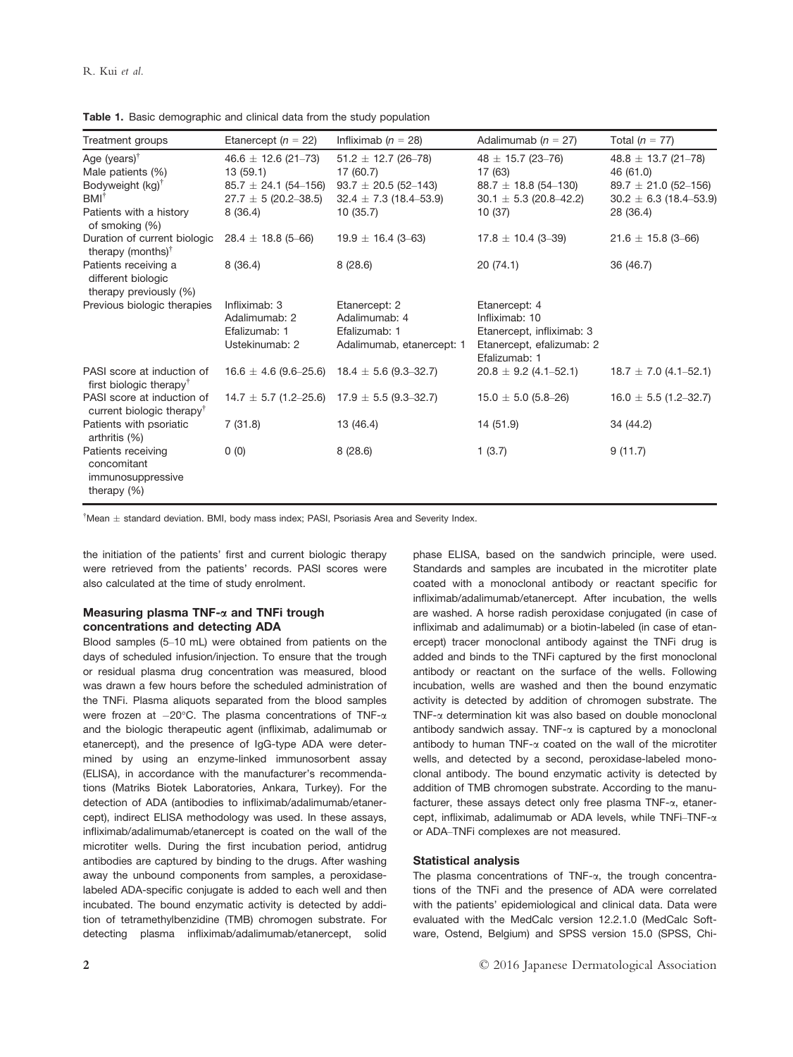**Table 1.** Basic demographic and clinical data from the study population

| Treatment groups | Etanercept ($n$ = 22) | Infliximab ($n$ = 28) | Adalimumab ($n$ = 27) | Total ($n$ = 77) |
|---|---|---|---|---|
| Age (years)[†] | 46.6 ± 12.6 (21–73) | 51.2 ± 12.7 (26–78) | 48 ± 15.7 (23–76) | 48.8 ± 13.7 (21–78) |
| Male patients (%) | 13 (59.1) | 17 (60.7) | 17 (63) | 46 (61.0) |
| Bodyweight (kg)[†] | 85.7 ± 24.1 (54–156) | 93.7 ± 20.5 (52–143) | 88.7 ± 18.8 (54–130) | 89.7 ± 21.0 (52–156) |
| BMI[†] | 27.7 ± 5 (20.2–38.5) | 32.4 ± 7.3 (18.4–53.9) | 30.1 ± 5.3 (20.8–42.2) | 30.2 ± 6.3 (18.4–53.9) |
| Patients with a history of smoking (%) | 8 (36.4) | 10 (35.7) | 10 (37) | 28 (36.4) |
| Duration of current biologic therapy (months)[†] | 28.4 ± 18.8 (5–66) | 19.9 ± 16.4 (3–63) | 17.8 ± 10.4 (3–39) | 21.6 ± 15.8 (3–66) |
| Patients receiving a different biologic therapy previously (%) | 8 (36.4) | 8 (28.6) | 20 (74.1) | 36 (46.7) |
| Previous biologic therapies | Infliximab: 3<br>Adalimumab: 2<br>Efalizumab: 1<br>Ustekinumab: 2 | Etanercept: 2<br>Adalimumab: 4<br>Efalizumab: 1<br>Adalimumab, etanercept: 1 | Etanercept: 4<br>Infliximab: 10<br>Etanercept, infliximab: 3<br>Etanercept, efalizumab: 2<br>Efalizumab: 1 | |
| PASI score at induction of first biologic therapy[†] | 16.6 ± 4.6 (9.6–25.6) | 18.4 ± 5.6 (9.3–32.7) | 20.8 ± 9.2 (4.1–52.1) | 18.7 ± 7.0 (4.1–52.1) |
| PASI score at induction of current biologic therapy[†] | 14.7 ± 5.7 (1.2–25.6) | 17.9 ± 5.5 (9.3–32.7) | 15.0 ± 5.0 (5.8–26) | 16.0 ± 5.5 (1.2–32.7) |
| Patients with psoriatic arthritis (%) | 7 (31.8) | 13 (46.4) | 14 (51.9) | 34 (44.2) |
| Patients receiving concomitant immunosuppressive therapy (%) | 0 (0) | 8 (28.6) | 1 (3.7) | 9 (11.7) |

[†]Mean ± standard deviation. BMI, body mass index; PASI, Psoriasis Area and Severity Index.

the initiation of the patients' first and current biologic therapy were retrieved from the patients' records. PASI scores were also calculated at the time of study enrolment.

### Measuring plasma TNF-α and TNFi trough concentrations and detecting ADA

Blood samples (5–10 mL) were obtained from patients on the days of scheduled infusion/injection. To ensure that the trough or residual plasma drug concentration was measured, blood was drawn a few hours before the scheduled administration of the TNFi. Plasma aliquots separated from the blood samples were frozen at −20°C. The plasma concentrations of TNF-α and the biologic therapeutic agent (infliximab, adalimumab or etanercept), and the presence of IgG-type ADA were determined by using an enzyme-linked immunosorbent assay (ELISA), in accordance with the manufacturer's recommendations (Matriks Biotek Laboratories, Ankara, Turkey). For the detection of ADA (antibodies to infliximab/adalimumab/etanercept), indirect ELISA methodology was used. In these assays, infliximab/adalimumab/etanercept is coated on the wall of the microtiter wells. During the first incubation period, antidrug antibodies are captured by binding to the drugs. After washing away the unbound components from samples, a peroxidase-labeled ADA-specific conjugate is added to each well and then incubated. The bound enzymatic activity is detected by addition of tetramethylbenzidine (TMB) chromogen substrate. For detecting plasma infliximab/adalimumab/etanercept, solid phase ELISA, based on the sandwich principle, were used. Standards and samples are incubated in the microtiter plate coated with a monoclonal antibody or reactant specific for infliximab/adalimumab/etanercept. After incubation, the wells are washed. A horse radish peroxidase conjugated (in case of infliximab and adalimumab) or a biotin-labeled (in case of etanercept) tracer monoclonal antibody against the TNFi drug is added and binds to the TNFi captured by the first monoclonal antibody or reactant on the surface of the wells. Following incubation, wells are washed and then the bound enzymatic activity is detected by addition of chromogen substrate. The TNF-α determination kit was also based on double monoclonal antibody sandwich assay. TNF-α is captured by a monoclonal antibody to human TNF-α coated on the wall of the microtiter wells, and detected by a second, peroxidase-labeled monoclonal antibody. The bound enzymatic activity is detected by addition of TMB chromogen substrate. According to the manufacturer, these assays detect only free plasma TNF-α, etanercept, infliximab, adalimumab or ADA levels, while TNFi–TNF-α or ADA–TNFi complexes are not measured.

### Statistical analysis

The plasma concentrations of TNF-α, the trough concentrations of the TNFi and the presence of ADA were correlated with the patients' epidemiological and clinical data. Data were evaluated with the MedCalc version 12.2.1.0 (MedCalc Software, Ostend, Belgium) and SPSS version 15.0 (SPSS, Chi-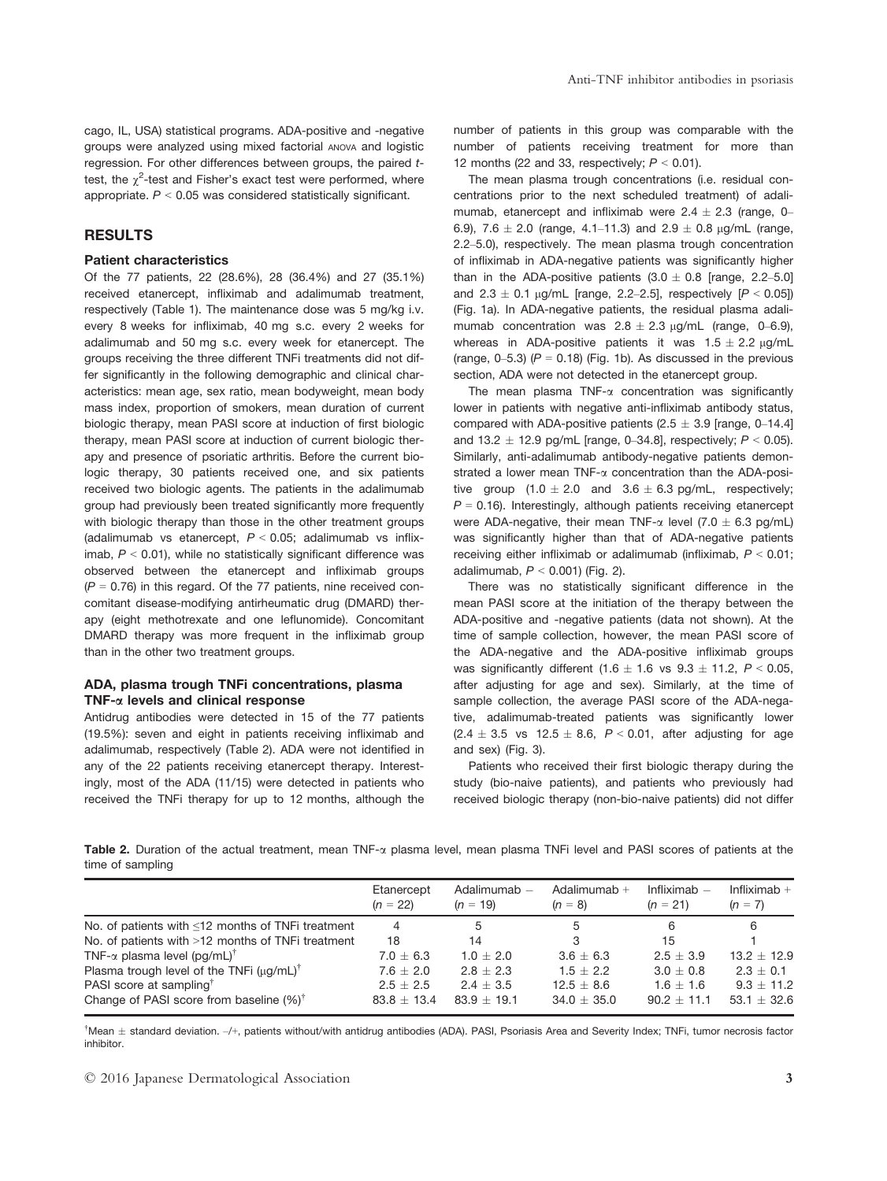cago, IL, USA) statistical programs. ADA-positive and -negative groups were analyzed using mixed factorial ANOVA and logistic regression. For other differences between groups, the paired *t*-test, the $\chi^2$-test and Fisher's exact test were performed, where appropriate. $P < 0.05$ was considered statistically significant.

## RESULTS

### Patient characteristics

Of the 77 patients, 22 (28.6%), 28 (36.4%) and 27 (35.1%) received etanercept, infliximab and adalimumab treatment, respectively (Table 1). The maintenance dose was 5 mg/kg i.v. every 8 weeks for infliximab, 40 mg s.c. every 2 weeks for adalimumab and 50 mg s.c. every week for etanercept. The groups receiving the three different TNFi treatments did not differ significantly in the following demographic and clinical characteristics: mean age, sex ratio, mean bodyweight, mean body mass index, proportion of smokers, mean duration of current biologic therapy, mean PASI score at induction of first biologic therapy, mean PASI score at induction of current biologic therapy and presence of psoriatic arthritis. Before the current biologic therapy, 30 patients received one, and six patients received two biologic agents. The patients in the adalimumab group had previously been treated significantly more frequently with biologic therapy than those in the other treatment groups (adalimumab vs etanercept, $P < 0.05$; adalimumab vs infliximab, $P < 0.01$), while no statistically significant difference was observed between the etanercept and infliximab groups ($P = 0.76$) in this regard. Of the 77 patients, nine received concomitant disease-modifying antirheumatic drug (DMARD) therapy (eight methotrexate and one leflunomide). Concomitant DMARD therapy was more frequent in the infliximab group than in the other two treatment groups.

### ADA, plasma trough TNFi concentrations, plasma TNF-α levels and clinical response

Antidrug antibodies were detected in 15 of the 77 patients (19.5%): seven and eight in patients receiving infliximab and adalimumab, respectively (Table 2). ADA were not identified in any of the 22 patients receiving etanercept therapy. Interestingly, most of the ADA (11/15) were detected in patients who received the TNFi therapy for up to 12 months, although the number of patients in this group was comparable with the number of patients receiving treatment for more than 12 months (22 and 33, respectively; $P < 0.01$).

The mean plasma trough concentrations (i.e. residual concentrations prior to the next scheduled treatment) of adalimumab, etanercept and infliximab were 2.4 ± 2.3 (range, 0–6.9), 7.6 ± 2.0 (range, 4.1–11.3) and 2.9 ± 0.8 μg/mL (range, 2.2–5.0), respectively. The mean plasma trough concentration of infliximab in ADA-negative patients was significantly higher than in the ADA-positive patients (3.0 ± 0.8 [range, 2.2–5.0] and 2.3 ± 0.1 μg/mL [range, 2.2–2.5], respectively [$P < 0.05$]) (Fig. 1a). In ADA-negative patients, the residual plasma adalimumab concentration was 2.8 ± 2.3 μg/mL (range, 0–6.9), whereas in ADA-positive patients it was 1.5 ± 2.2 μg/mL (range, 0–5.3) ($P = 0.18$) (Fig. 1b). As discussed in the previous section, ADA were not detected in the etanercept group.

The mean plasma TNF-α concentration was significantly lower in patients with negative anti-infliximab antibody status, compared with ADA-positive patients (2.5 ± 3.9 [range, 0–14.4] and 13.2 ± 12.9 pg/mL [range, 0–34.8], respectively; $P < 0.05$). Similarly, anti-adalimumab antibody-negative patients demonstrated a lower mean TNF-α concentration than the ADA-positive group (1.0 ± 2.0 and 3.6 ± 6.3 pg/mL, respectively; $P = 0.16$). Interestingly, although patients receiving etanercept were ADA-negative, their mean TNF-α level (7.0 ± 6.3 pg/mL) was significantly higher than that of ADA-negative patients receiving either infliximab or adalimumab (infliximab, $P < 0.01$; adalimumab, $P < 0.001$) (Fig. 2).

There was no statistically significant difference in the mean PASI score at the initiation of the therapy between the ADA-positive and -negative patients (data not shown). At the time of sample collection, however, the mean PASI score of the ADA-negative and the ADA-positive infliximab groups was significantly different (1.6 ± 1.6 vs 9.3 ± 11.2, $P < 0.05$, after adjusting for age and sex). Similarly, at the time of sample collection, the average PASI score of the ADA-negative, adalimumab-treated patients was significantly lower (2.4 ± 3.5 vs 12.5 ± 8.6, $P < 0.01$, after adjusting for age and sex) (Fig. 3).

Patients who received their first biologic therapy during the study (bio-naive patients), and patients who previously had received biologic therapy (non-bio-naive patients) did not differ

**Table 2.** Duration of the actual treatment, mean TNF-α plasma level, mean plasma TNFi level and PASI scores of patients at the time of sampling

| | Etanercept ($n = 22$) | Adalimumab − ($n = 19$) | Adalimumab + ($n = 8$) | Infliximab − ($n = 21$) | Infliximab + ($n = 7$) |
|---|---|---|---|---|---|
| No. of patients with ≤12 months of TNFi treatment | 4 | 5 | 5 | 6 | 6 |
| No. of patients with >12 months of TNFi treatment | 18 | 14 | 3 | 15 | 1 |
| TNF-α plasma level (pg/mL)[†] | 7.0 ± 6.3 | 1.0 ± 2.0 | 3.6 ± 6.3 | 2.5 ± 3.9 | 13.2 ± 12.9 |
| Plasma trough level of the TNFi (μg/mL)[†] | 7.6 ± 2.0 | 2.8 ± 2.3 | 1.5 ± 2.2 | 3.0 ± 0.8 | 2.3 ± 0.1 |
| PASI score at sampling[†] | 2.5 ± 2.5 | 2.4 ± 3.5 | 12.5 ± 8.6 | 1.6 ± 1.6 | 9.3 ± 11.2 |
| Change of PASI score from baseline (%)[†] | 83.8 ± 13.4 | 83.9 ± 19.1 | 34.0 ± 35.0 | 90.2 ± 11.1 | 53.1 ± 32.6 |

[†]Mean ± standard deviation. –/+, patients without/with antidrug antibodies (ADA). PASI, Psoriasis Area and Severity Index; TNFi, tumor necrosis factor inhibitor.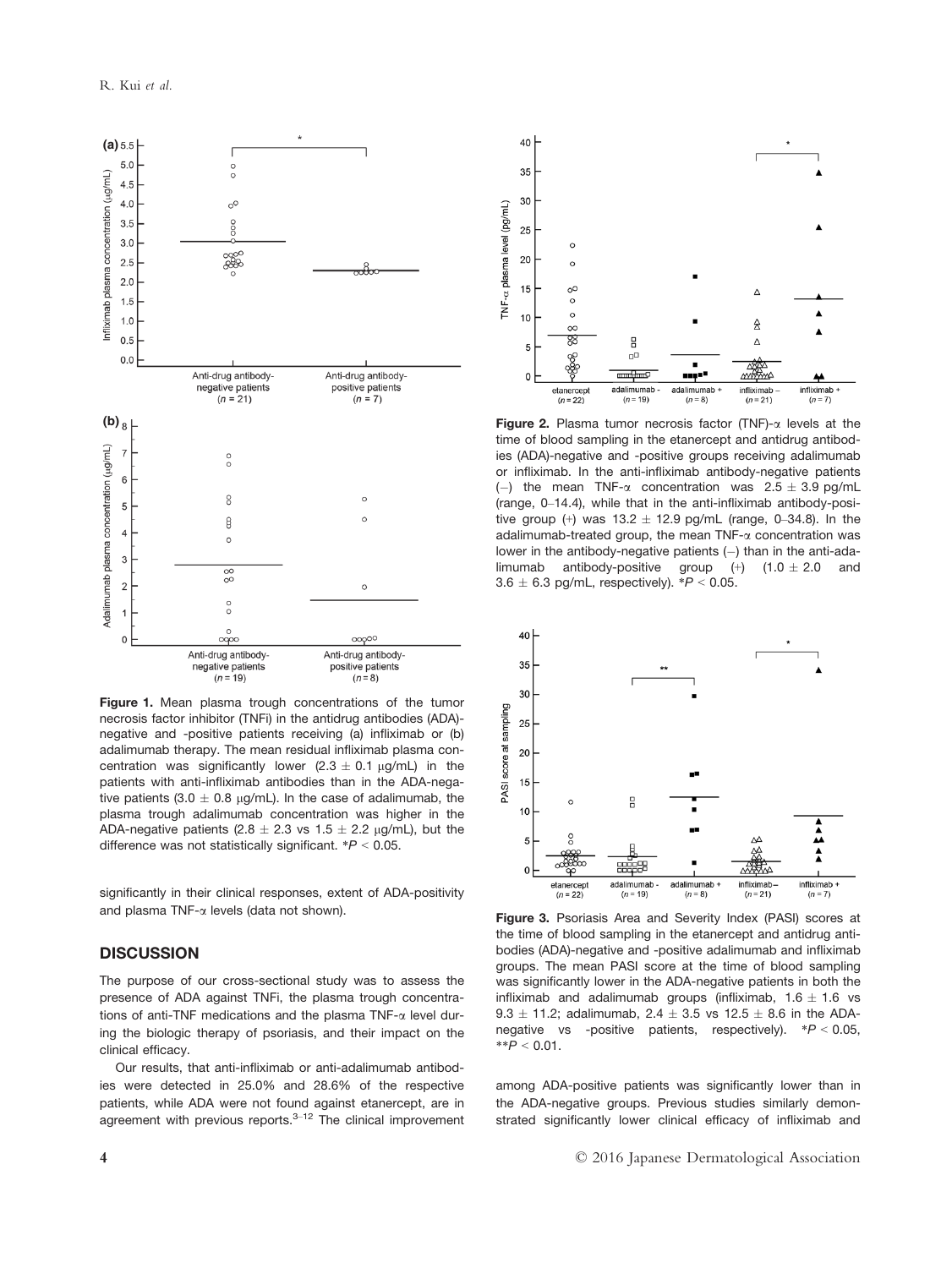**Figure 1.** Mean plasma trough concentrations of the tumor necrosis factor inhibitor (TNFi) in the antidrug antibodies (ADA)-negative and -positive patients receiving (a) infliximab or (b) adalimumab therapy. The mean residual infliximab plasma concentration was significantly lower ($2.3 \pm 0.1$ μg/mL) in the patients with anti-infliximab antibodies than in the ADA-negative patients ($3.0 \pm 0.8$ μg/mL). In the case of adalimumab, the plasma trough adalimumab concentration was higher in the ADA-negative patients ($2.8 \pm 2.3$ vs $1.5 \pm 2.2$ μg/mL), but the difference was not statistically significant. *$P < 0.05$.

significantly in their clinical responses, extent of ADA-positivity and plasma TNF-α levels (data not shown).

## DISCUSSION

The purpose of our cross-sectional study was to assess the presence of ADA against TNFi, the plasma trough concentrations of anti-TNF medications and the plasma TNF-α level during the biologic therapy of psoriasis, and their impact on the clinical efficacy.

Our results, that anti-infliximab or anti-adalimumab antibodies were detected in 25.0% and 28.6% of the respective patients, while ADA were not found against etanercept, are in agreement with previous reports.[3–12] The clinical improvement among ADA-positive patients was significantly lower than in the ADA-negative groups. Previous studies similarly demonstrated significantly lower clinical efficacy of infliximab and

**Figure 2.** Plasma tumor necrosis factor (TNF)-α levels at the time of blood sampling in the etanercept and antidrug antibodies (ADA)-negative and -positive groups receiving adalimumab or infliximab. In the anti-infliximab antibody-negative patients (–) the mean TNF-α concentration was $2.5 \pm 3.9$ pg/mL (range, 0–14.4), while that in the anti-infliximab antibody-positive group (+) was $13.2 \pm 12.9$ pg/mL (range, 0–34.8). In the adalimumab-treated group, the mean TNF-α concentration was lower in the antibody-negative patients (–) than in the anti-adalimumab antibody-positive group (+) ($1.0 \pm 2.0$ and $3.6 \pm 6.3$ pg/mL, respectively). *$P < 0.05$.

**Figure 3.** Psoriasis Area and Severity Index (PASI) scores at the time of blood sampling in the etanercept and antidrug antibodies (ADA)-negative and -positive adalimumab and infliximab groups. The mean PASI score at the time of blood sampling was significantly lower in the ADA-negative patients in both the infliximab and adalimumab groups (infliximab, $1.6 \pm 1.6$ vs $9.3 \pm 11.2$; adalimumab, $2.4 \pm 3.5$ vs $12.5 \pm 8.6$ in the ADA-negative vs -positive patients, respectively). *$P < 0.05$, **$P < 0.01$.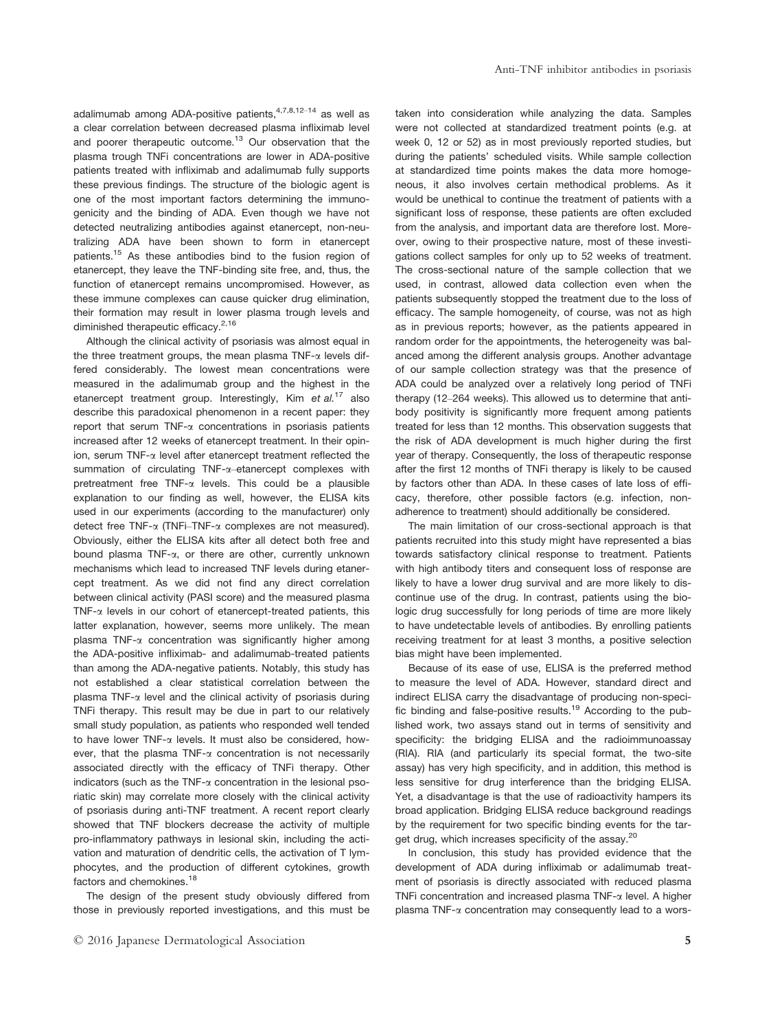adalimumab among ADA-positive patients,[4,7,8,12–14] as well as a clear correlation between decreased plasma infliximab level and poorer therapeutic outcome.[13] Our observation that the plasma trough TNFi concentrations are lower in ADA-positive patients treated with infliximab and adalimumab fully supports these previous findings. The structure of the biologic agent is one of the most important factors determining the immunogenicity and the binding of ADA. Even though we have not detected neutralizing antibodies against etanercept, non-neutralizing ADA have been shown to form in etanercept patients.[15] As these antibodies bind to the fusion region of etanercept, they leave the TNF-binding site free, and, thus, the function of etanercept remains uncompromised. However, as these immune complexes can cause quicker drug elimination, their formation may result in lower plasma trough levels and diminished therapeutic efficacy.[2,16]

Although the clinical activity of psoriasis was almost equal in the three treatment groups, the mean plasma TNF-α levels differed considerably. The lowest mean concentrations were measured in the adalimumab group and the highest in the etanercept treatment group. Interestingly, Kim *et al.*[17] also describe this paradoxical phenomenon in a recent paper: they report that serum TNF-α concentrations in psoriasis patients increased after 12 weeks of etanercept treatment. In their opinion, serum TNF-α level after etanercept treatment reflected the summation of circulating TNF-α–etanercept complexes with pretreatment free TNF-α levels. This could be a plausible explanation to our finding as well, however, the ELISA kits used in our experiments (according to the manufacturer) only detect free TNF-α (TNFi–TNF-α complexes are not measured). Obviously, either the ELISA kits after all detect both free and bound plasma TNF-α, or there are other, currently unknown mechanisms which lead to increased TNF levels during etanercept treatment. As we did not find any direct correlation between clinical activity (PASI score) and the measured plasma TNF-α levels in our cohort of etanercept-treated patients, this latter explanation, however, seems more unlikely. The mean plasma TNF-α concentration was significantly higher among the ADA-positive infliximab- and adalimumab-treated patients than among the ADA-negative patients. Notably, this study has not established a clear statistical correlation between the plasma TNF-α level and the clinical activity of psoriasis during TNFi therapy. This result may be due in part to our relatively small study population, as patients who responded well tended to have lower TNF-α levels. It must also be considered, however, that the plasma TNF-α concentration is not necessarily associated directly with the efficacy of TNFi therapy. Other indicators (such as the TNF-α concentration in the lesional psoriatic skin) may correlate more closely with the clinical activity of psoriasis during anti-TNF treatment. A recent report clearly showed that TNF blockers decrease the activity of multiple pro-inflammatory pathways in lesional skin, including the activation and maturation of dendritic cells, the activation of T lymphocytes, and the production of different cytokines, growth factors and chemokines.[18]

The design of the present study obviously differed from those in previously reported investigations, and this must be taken into consideration while analyzing the data. Samples were not collected at standardized treatment points (e.g. at week 0, 12 or 52) as in most previously reported studies, but during the patients' scheduled visits. While sample collection at standardized time points makes the data more homogeneous, it also involves certain methodical problems. As it would be unethical to continue the treatment of patients with a significant loss of response, these patients are often excluded from the analysis, and important data are therefore lost. Moreover, owing to their prospective nature, most of these investigations collect samples for only up to 52 weeks of treatment. The cross-sectional nature of the sample collection that we used, in contrast, allowed data collection even when the patients subsequently stopped the treatment due to the loss of efficacy. The sample homogeneity, of course, was not as high as in previous reports; however, as the patients appeared in random order for the appointments, the heterogeneity was balanced among the different analysis groups. Another advantage of our sample collection strategy was that the presence of ADA could be analyzed over a relatively long period of TNFi therapy (12–264 weeks). This allowed us to determine that antibody positivity is significantly more frequent among patients treated for less than 12 months. This observation suggests that the risk of ADA development is much higher during the first year of therapy. Consequently, the loss of therapeutic response after the first 12 months of TNFi therapy is likely to be caused by factors other than ADA. In these cases of late loss of efficacy, therefore, other possible factors (e.g. infection, non-adherence to treatment) should additionally be considered.

The main limitation of our cross-sectional approach is that patients recruited into this study might have represented a bias towards satisfactory clinical response to treatment. Patients with high antibody titers and consequent loss of response are likely to have a lower drug survival and are more likely to discontinue use of the drug. In contrast, patients using the biologic drug successfully for long periods of time are more likely to have undetectable levels of antibodies. By enrolling patients receiving treatment for at least 3 months, a positive selection bias might have been implemented.

Because of its ease of use, ELISA is the preferred method to measure the level of ADA. However, standard direct and indirect ELISA carry the disadvantage of producing non-specific binding and false-positive results.[19] According to the published work, two assays stand out in terms of sensitivity and specificity: the bridging ELISA and the radioimmunoassay (RIA). RIA (and particularly its special format, the two-site assay) has very high specificity, and in addition, this method is less sensitive for drug interference than the bridging ELISA. Yet, a disadvantage is that the use of radioactivity hampers its broad application. Bridging ELISA reduce background readings by the requirement for two specific binding events for the target drug, which increases specificity of the assay.[20]

In conclusion, this study has provided evidence that the development of ADA during infliximab or adalimumab treatment of psoriasis is directly associated with reduced plasma TNFi concentration and increased plasma TNF-α level. A higher plasma TNF-α concentration may consequently lead to a wors-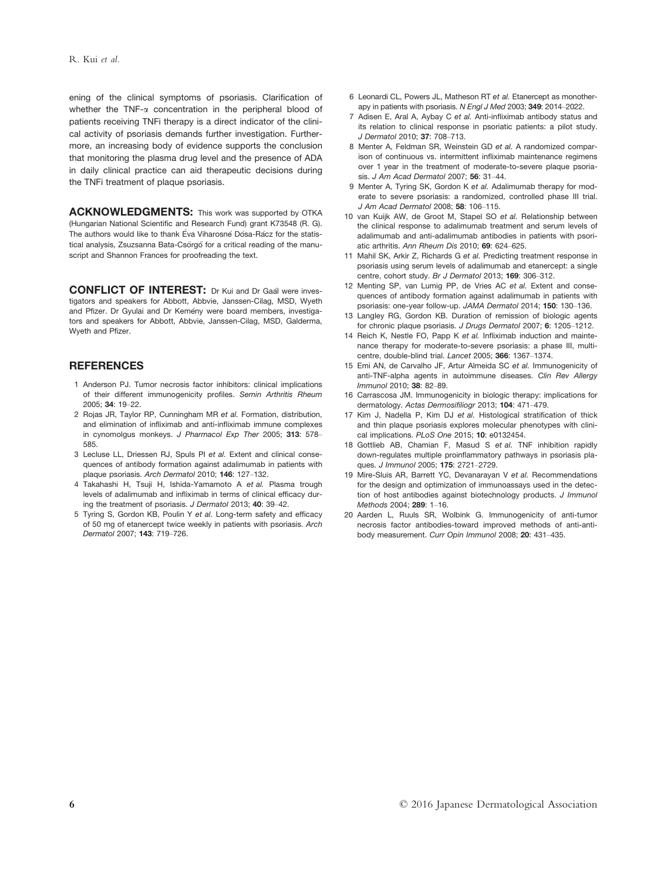ening of the clinical symptoms of psoriasis. Clarification of whether the TNF-α concentration in the peripheral blood of patients receiving TNFi therapy is a direct indicator of the clinical activity of psoriasis demands further investigation. Furthermore, an increasing body of evidence supports the conclusion that monitoring the plasma drug level and the presence of ADA in daily clinical practice can aid therapeutic decisions during the TNFi treatment of plaque psoriasis.

**ACKNOWLEDGMENTS:** This work was supported by OTKA (Hungarian National Scientific and Research Fund) grant K73548 (R. G). The authors would like to thank Éva Viharosné Dósa-Rácz for the statistical analysis, Zsuzsanna Bata-Csörgő for a critical reading of the manuscript and Shannon Frances for proofreading the text.

**CONFLICT OF INTEREST:** Dr Kui and Dr Gaál were investigators and speakers for Abbott, Abbvie, Janssen-Cilag, MSD, Wyeth and Pfizer. Dr Gyulai and Dr Kemény were board members, investigators and speakers for Abbott, Abbvie, Janssen-Cilag, MSD, Galderma, Wyeth and Pfizer.

## REFERENCES

1. Anderson PJ. Tumor necrosis factor inhibitors: clinical implications of their different immunogenicity profiles. *Semin Arthritis Rheum* 2005; **34**: 19–22.
2. Rojas JR, Taylor RP, Cunningham MR *et al.* Formation, distribution, and elimination of infliximab and anti-infliximab immune complexes in cynomolgus monkeys. *J Pharmacol Exp Ther* 2005; **313**: 578–585.
3. Lecluse LL, Driessen RJ, Spuls PI *et al.* Extent and clinical consequences of antibody formation against adalimumab in patients with plaque psoriasis. *Arch Dermatol* 2010; **146**: 127–132.
4. Takahashi H, Tsuji H, Ishida-Yamamoto A *et al.* Plasma trough levels of adalimumab and infliximab in terms of clinical efficacy during the treatment of psoriasis. *J Dermatol* 2013; **40**: 39–42.
5. Tyring S, Gordon KB, Poulin Y *et al.* Long-term safety and efficacy of 50 mg of etanercept twice weekly in patients with psoriasis. *Arch Dermatol* 2007; **143**: 719–726.
6. Leonardi CL, Powers JL, Matheson RT *et al.* Etanercept as monotherapy in patients with psoriasis. *N Engl J Med* 2003; **349**: 2014–2022.
7. Adisen E, Aral A, Aybay C *et al.* Anti-infliximab antibody status and its relation to clinical response in psoriatic patients: a pilot study. *J Dermatol* 2010; **37**: 708–713.
8. Menter A, Feldman SR, Weinstein GD *et al.* A randomized comparison of continuous vs. intermittent infliximab maintenance regimens over 1 year in the treatment of moderate-to-severe plaque psoriasis. *J Am Acad Dermatol* 2007; **56**: 31–44.
9. Menter A, Tyring SK, Gordon K *et al.* Adalimumab therapy for moderate to severe psoriasis: a randomized, controlled phase III trial. *J Am Acad Dermatol* 2008; **58**: 106–115.
10. van Kuijk AW, de Groot M, Stapel SO *et al.* Relationship between the clinical response to adalimumab treatment and serum levels of adalimumab and anti-adalimumab antibodies in patients with psoriatic arthritis. *Ann Rheum Dis* 2010; **69**: 624–625.
11. Mahil SK, Arkir Z, Richards G *et al.* Predicting treatment response in psoriasis using serum levels of adalimumab and etanercept: a single centre, cohort study. *Br J Dermatol* 2013; **169**: 306–312.
12. Menting SP, van Lumig PP, de Vries AC *et al.* Extent and consequences of antibody formation against adalimumab in patients with psoriasis: one-year follow-up. *JAMA Dermatol* 2014; **150**: 130–136.
13. Langley RG, Gordon KB. Duration of remission of biologic agents for chronic plaque psoriasis. *J Drugs Dermatol* 2007; **6**: 1205–1212.
14. Reich K, Nestle FO, Papp K *et al.* Infliximab induction and maintenance therapy for moderate-to-severe psoriasis: a phase III, multicentre, double-blind trial. *Lancet* 2005; **366**: 1367–1374.
15. Emi AN, de Carvalho JF, Artur Almeida SC *et al.* Immunogenicity of anti-TNF-alpha agents in autoimmune diseases. *Clin Rev Allergy Immunol* 2010; **38**: 82–89.
16. Carrascosa JM. Immunogenicity in biologic therapy: implications for dermatology. *Actas Dermosifiliogr* 2013; **104**: 471–479.
17. Kim J, Nadella P, Kim DJ *et al.* Histological stratification of thick and thin plaque psoriasis explores molecular phenotypes with clinical implications. *PLoS One* 2015; **10**: e0132454.
18. Gottlieb AB, Chamian F, Masud S *et al.* TNF inhibition rapidly down-regulates multiple proinflammatory pathways in psoriasis plaques. *J Immunol* 2005; **175**: 2721–2729.
19. Mire-Sluis AR, Barrett YC, Devanarayan V *et al.* Recommendations for the design and optimization of immunoassays used in the detection of host antibodies against biotechnology products. *J Immunol Methods* 2004; **289**: 1–16.
20. Aarden L, Ruuls SR, Wolbink G. Immunogenicity of anti-tumor necrosis factor antibodies-toward improved methods of anti-antibody measurement. *Curr Opin Immunol* 2008; **20**: 431–435.